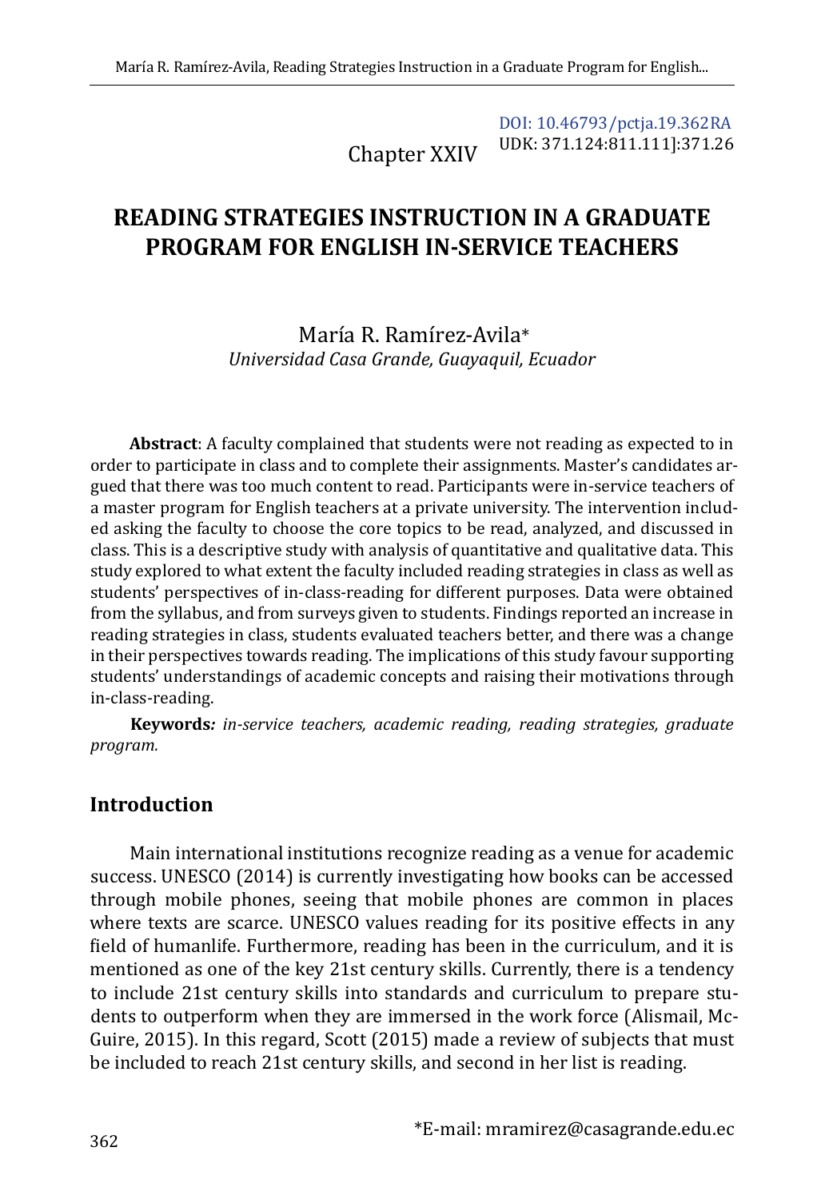DOI: 10.46793/pctja.19.362RA
UDK: 371.124:811.111]:371.26

Chapter XXIV

# READING STRATEGIES INSTRUCTION IN A GRADUATE PROGRAM FOR ENGLISH IN-SERVICE TEACHERS

María R. Ramírez-Avila*
*Universidad Casa Grande, Guayaquil, Ecuador*

**Abstract**: A faculty complained that students were not reading as expected to in order to participate in class and to complete their assignments. Master's candidates argued that there was too much content to read. Participants were in-service teachers of a master program for English teachers at a private university. The intervention included asking the faculty to choose the core topics to be read, analyzed, and discussed in class. This is a descriptive study with analysis of quantitative and qualitative data. This study explored to what extent the faculty included reading strategies in class as well as students' perspectives of in-class-reading for different purposes. Data were obtained from the syllabus, and from surveys given to students. Findings reported an increase in reading strategies in class, students evaluated teachers better, and there was a change in their perspectives towards reading. The implications of this study favour supporting students' understandings of academic concepts and raising their motivations through in-class-reading.

**Keywords***: in-service teachers, academic reading, reading strategies, graduate program.*

## Introduction

Main international institutions recognize reading as a venue for academic success. UNESCO (2014) is currently investigating how books can be accessed through mobile phones, seeing that mobile phones are common in places where texts are scarce. UNESCO values reading for its positive effects in any field of humanlife. Furthermore, reading has been in the curriculum, and it is mentioned as one of the key 21st century skills. Currently, there is a tendency to include 21st century skills into standards and curriculum to prepare students to outperform when they are immersed in the work force (Alismail, McGuire, 2015). In this regard, Scott (2015) made a review of subjects that must be included to reach 21st century skills, and second in her list is reading.

*E-mail: mramirez@casagrande.edu.ec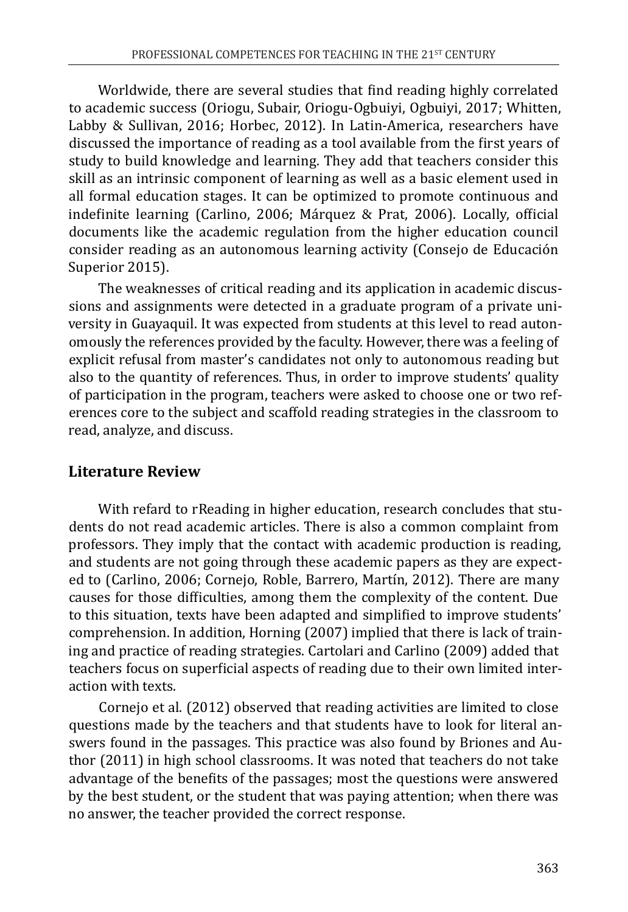Worldwide, there are several studies that find reading highly correlated to academic success (Oriogu, Subair, Oriogu-Ogbuiyi, Ogbuiyi, 2017; Whitten, Labby & Sullivan, 2016; Horbec, 2012). In Latin-America, researchers have discussed the importance of reading as a tool available from the first years of study to build knowledge and learning. They add that teachers consider this skill as an intrinsic component of learning as well as a basic element used in all formal education stages. It can be optimized to promote continuous and indefinite learning (Carlino, 2006; Márquez & Prat, 2006). Locally, official documents like the academic regulation from the higher education council consider reading as an autonomous learning activity (Consejo de Educación Superior 2015).

The weaknesses of critical reading and its application in academic discussions and assignments were detected in a graduate program of a private university in Guayaquil. It was expected from students at this level to read autonomously the references provided by the faculty. However, there was a feeling of explicit refusal from master's candidates not only to autonomous reading but also to the quantity of references. Thus, in order to improve students' quality of participation in the program, teachers were asked to choose one or two references core to the subject and scaffold reading strategies in the classroom to read, analyze, and discuss.

## Literature Review

With refard to rReading in higher education, research concludes that students do not read academic articles. There is also a common complaint from professors. They imply that the contact with academic production is reading, and students are not going through these academic papers as they are expected to (Carlino, 2006; Cornejo, Roble, Barrero, Martín, 2012). There are many causes for those difficulties, among them the complexity of the content. Due to this situation, texts have been adapted and simplified to improve students' comprehension. In addition, Horning (2007) implied that there is lack of training and practice of reading strategies. Cartolari and Carlino (2009) added that teachers focus on superficial aspects of reading due to their own limited interaction with texts.

Cornejo et al. (2012) observed that reading activities are limited to close questions made by the teachers and that students have to look for literal answers found in the passages. This practice was also found by Briones and Author (2011) in high school classrooms. It was noted that teachers do not take advantage of the benefits of the passages; most the questions were answered by the best student, or the student that was paying attention; when there was no answer, the teacher provided the correct response.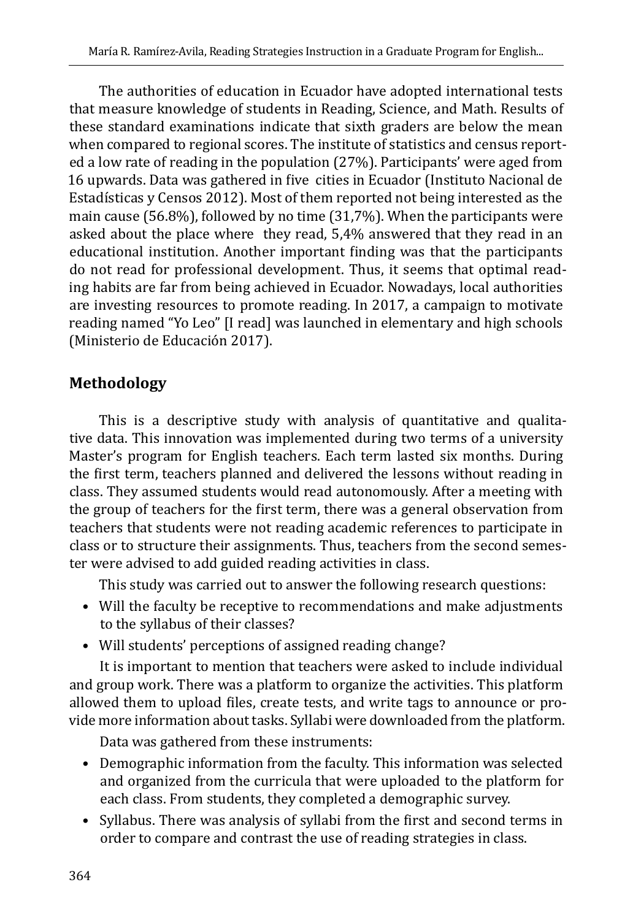The authorities of education in Ecuador have adopted international tests that measure knowledge of students in Reading, Science, and Math. Results of these standard examinations indicate that sixth graders are below the mean when compared to regional scores. The institute of statistics and census reported a low rate of reading in the population (27%). Participants' were aged from 16 upwards. Data was gathered in five cities in Ecuador (Instituto Nacional de Estadísticas y Censos 2012). Most of them reported not being interested as the main cause (56.8%), followed by no time (31,7%). When the participants were asked about the place where they read, 5,4% answered that they read in an educational institution. Another important finding was that the participants do not read for professional development. Thus, it seems that optimal reading habits are far from being achieved in Ecuador. Nowadays, local authorities are investing resources to promote reading. In 2017, a campaign to motivate reading named "Yo Leo" [I read] was launched in elementary and high schools (Ministerio de Educación 2017).

## Methodology

This is a descriptive study with analysis of quantitative and qualitative data. This innovation was implemented during two terms of a university Master's program for English teachers. Each term lasted six months. During the first term, teachers planned and delivered the lessons without reading in class. They assumed students would read autonomously. After a meeting with the group of teachers for the first term, there was a general observation from teachers that students were not reading academic references to participate in class or to structure their assignments. Thus, teachers from the second semester were advised to add guided reading activities in class.

This study was carried out to answer the following research questions:

- Will the faculty be receptive to recommendations and make adjustments to the syllabus of their classes?
- Will students' perceptions of assigned reading change?

It is important to mention that teachers were asked to include individual and group work. There was a platform to organize the activities. This platform allowed them to upload files, create tests, and write tags to announce or provide more information about tasks. Syllabi were downloaded from the platform.

Data was gathered from these instruments:

- Demographic information from the faculty. This information was selected and organized from the curricula that were uploaded to the platform for each class. From students, they completed a demographic survey.
- Syllabus. There was analysis of syllabi from the first and second terms in order to compare and contrast the use of reading strategies in class.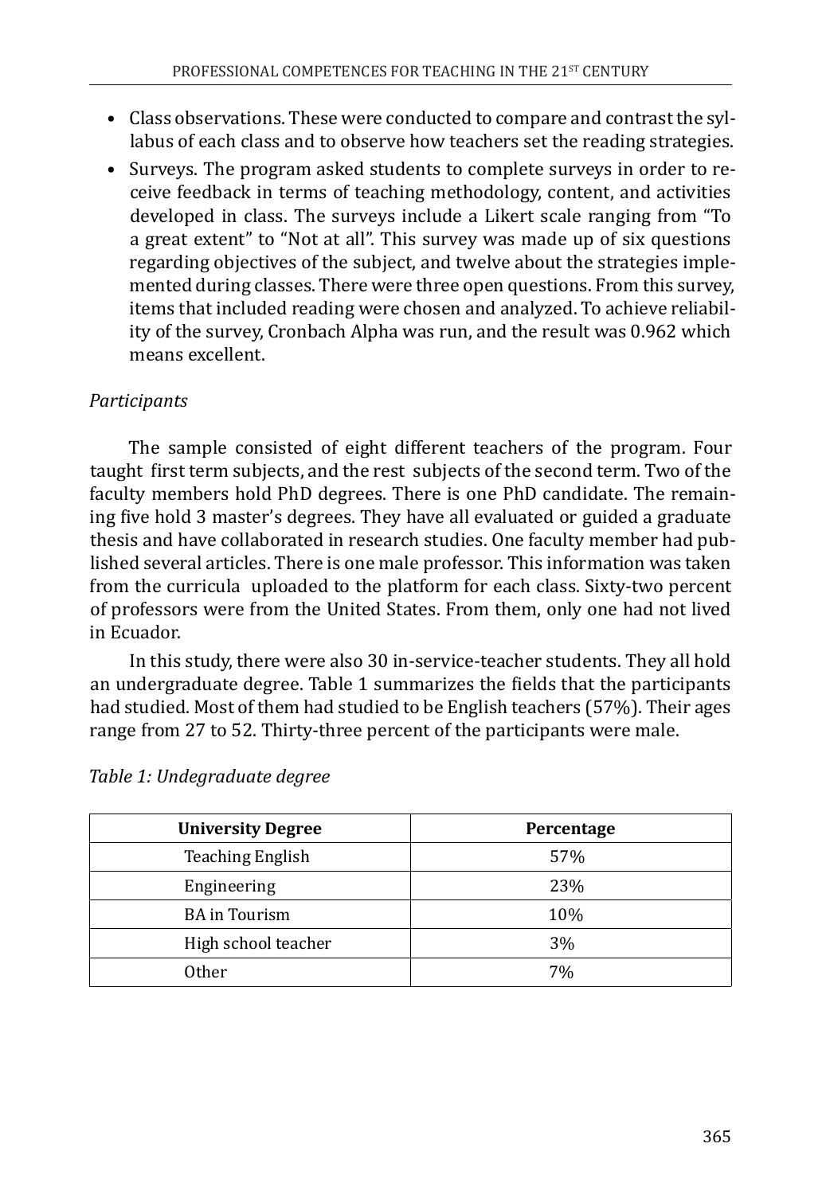- Class observations. These were conducted to compare and contrast the syllabus of each class and to observe how teachers set the reading strategies.
- Surveys. The program asked students to complete surveys in order to receive feedback in terms of teaching methodology, content, and activities developed in class. The surveys include a Likert scale ranging from "To a great extent" to "Not at all". This survey was made up of six questions regarding objectives of the subject, and twelve about the strategies implemented during classes. There were three open questions. From this survey, items that included reading were chosen and analyzed. To achieve reliability of the survey, Cronbach Alpha was run, and the result was 0.962 which means excellent.

*Participants*

The sample consisted of eight different teachers of the program. Four taught first term subjects, and the rest subjects of the second term. Two of the faculty members hold PhD degrees. There is one PhD candidate. The remaining five hold 3 master's degrees. They have all evaluated or guided a graduate thesis and have collaborated in research studies. One faculty member had published several articles. There is one male professor. This information was taken from the curricula uploaded to the platform for each class. Sixty-two percent of professors were from the United States. From them, only one had not lived in Ecuador.

In this study, there were also 30 in-service-teacher students. They all hold an undergraduate degree. Table 1 summarizes the fields that the participants had studied. Most of them had studied to be English teachers (57%). Their ages range from 27 to 52. Thirty-three percent of the participants were male.

*Table 1: Undegraduate degree*

| University Degree | Percentage |
|---|---|
| Teaching English | 57% |
| Engineering | 23% |
| BA in Tourism | 10% |
| High school teacher | 3% |
| Other | 7% |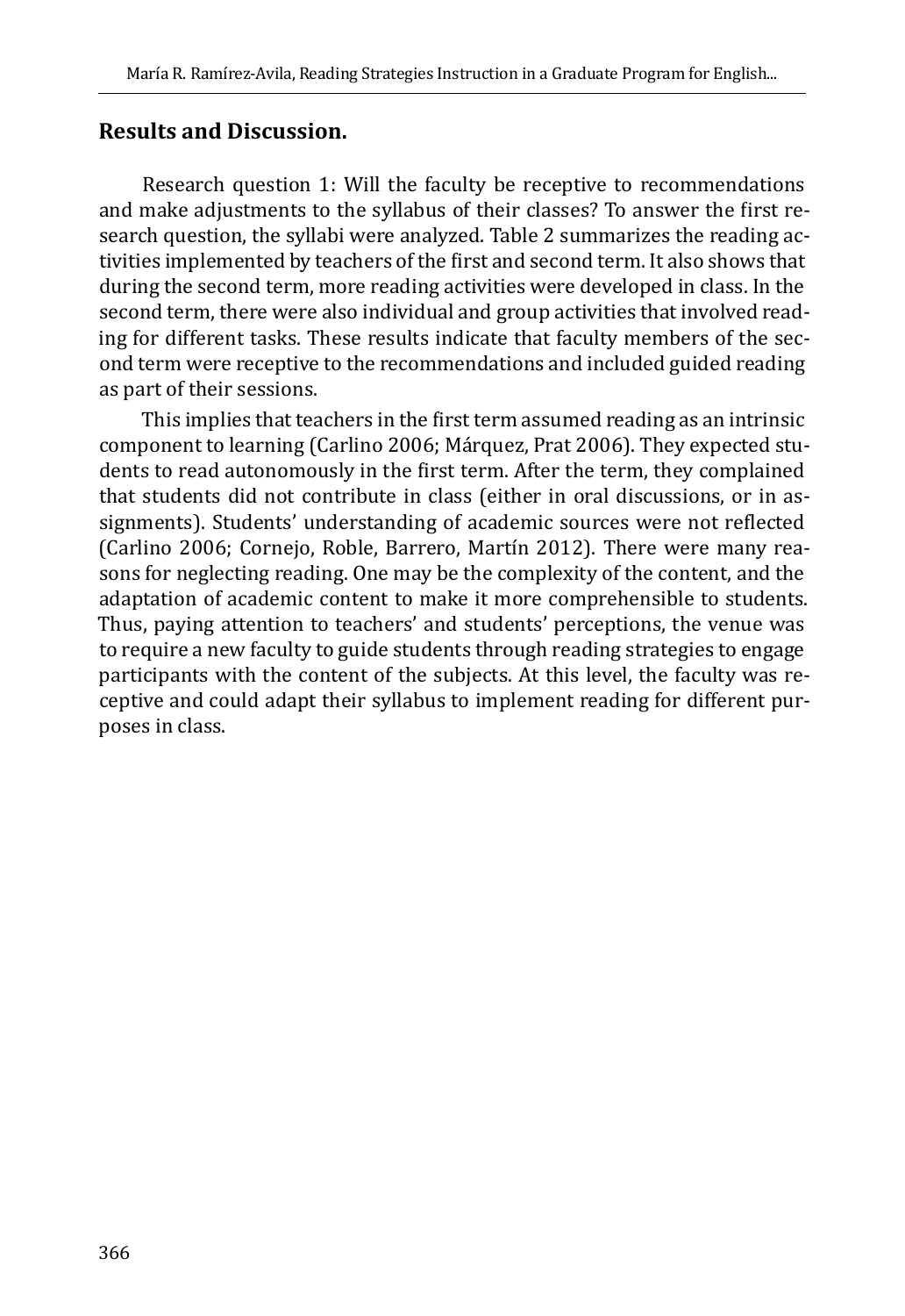## Results and Discussion.

Research question 1: Will the faculty be receptive to recommendations and make adjustments to the syllabus of their classes? To answer the first research question, the syllabi were analyzed. Table 2 summarizes the reading activities implemented by teachers of the first and second term. It also shows that during the second term, more reading activities were developed in class. In the second term, there were also individual and group activities that involved reading for different tasks. These results indicate that faculty members of the second term were receptive to the recommendations and included guided reading as part of their sessions.

This implies that teachers in the first term assumed reading as an intrinsic component to learning (Carlino 2006; Márquez, Prat 2006). They expected students to read autonomously in the first term. After the term, they complained that students did not contribute in class (either in oral discussions, or in assignments). Students' understanding of academic sources were not reflected (Carlino 2006; Cornejo, Roble, Barrero, Martín 2012). There were many reasons for neglecting reading. One may be the complexity of the content, and the adaptation of academic content to make it more comprehensible to students. Thus, paying attention to teachers' and students' perceptions, the venue was to require a new faculty to guide students through reading strategies to engage participants with the content of the subjects. At this level, the faculty was receptive and could adapt their syllabus to implement reading for different purposes in class.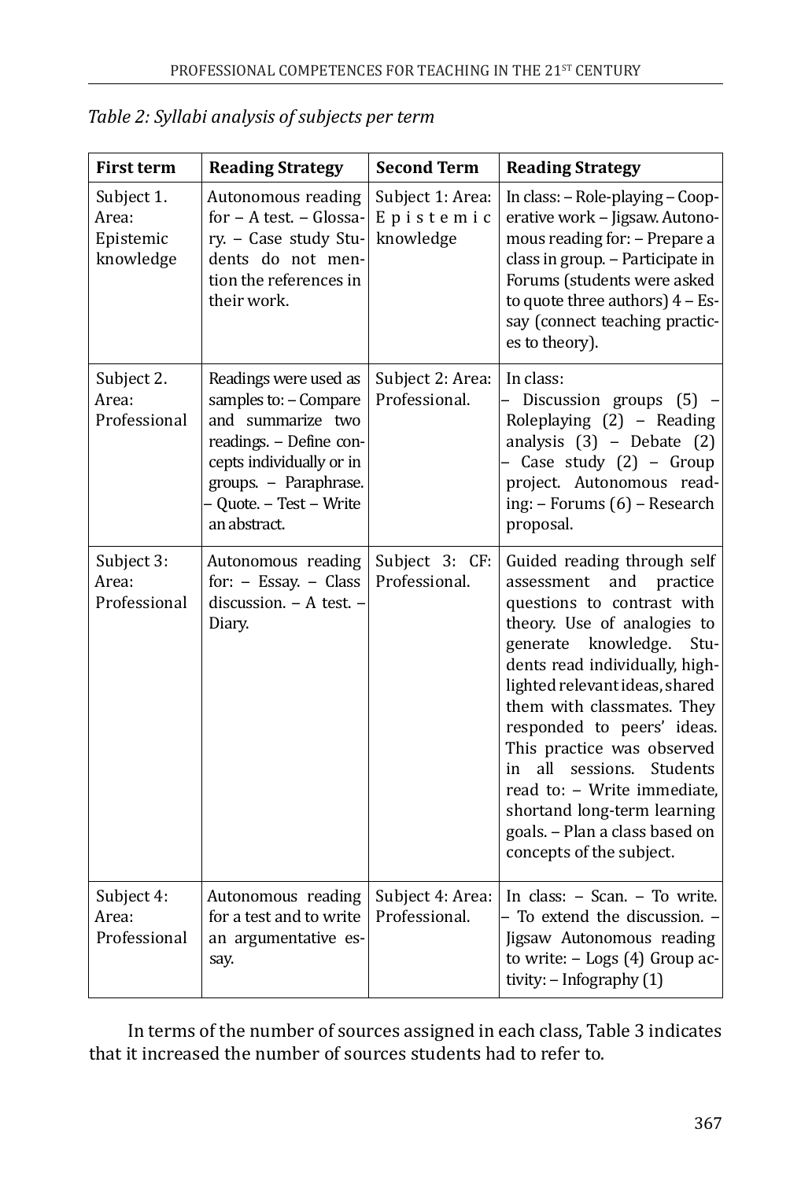*Table 2: Syllabi analysis of subjects per term*

| First term | Reading Strategy | Second Term | Reading Strategy |
|---|---|---|---|
| Subject 1. Area: Epistemic knowledge | Autonomous reading for – A test. – Glossary. – Case study Students do not mention the references in their work. | Subject 1: Area: Epistemic knowledge | In class: – Role-playing – Cooperative work – Jigsaw. Autonomous reading for: – Prepare a class in group. – Participate in Forums (students were asked to quote three authors) 4 – Essay (connect teaching practices to theory). |
| Subject 2. Area: Professional | Readings were used as samples to: – Compare and summarize two readings. – Define concepts individually or in groups. – Paraphrase. – Quote. – Test – Write an abstract. | Subject 2: Area: Professional. | In class: – Discussion groups (5) – Roleplaying (2) – Reading analysis (3) – Debate (2) – Case study (2) – Group project. Autonomous reading: – Forums (6) – Research proposal. |
| Subject 3: Area: Professional | Autonomous reading for: – Essay. – Class discussion. – A test. – Diary. | Subject 3: CF: Professional. | Guided reading through self assessment and practice questions to contrast with theory. Use of analogies to generate knowledge. Students read individually, highlighted relevant ideas, shared them with classmates. They responded to peers' ideas. This practice was observed in all sessions. Students read to: – Write immediate, shortand long-term learning goals. – Plan a class based on concepts of the subject. |
| Subject 4: Area: Professional | Autonomous reading for a test and to write an argumentative essay. | Subject 4: Area: Professional. | In class: – Scan. – To write. – To extend the discussion. – Jigsaw Autonomous reading to write: – Logs (4) Group activity: – Infography (1) |

In terms of the number of sources assigned in each class, Table 3 indicates that it increased the number of sources students had to refer to.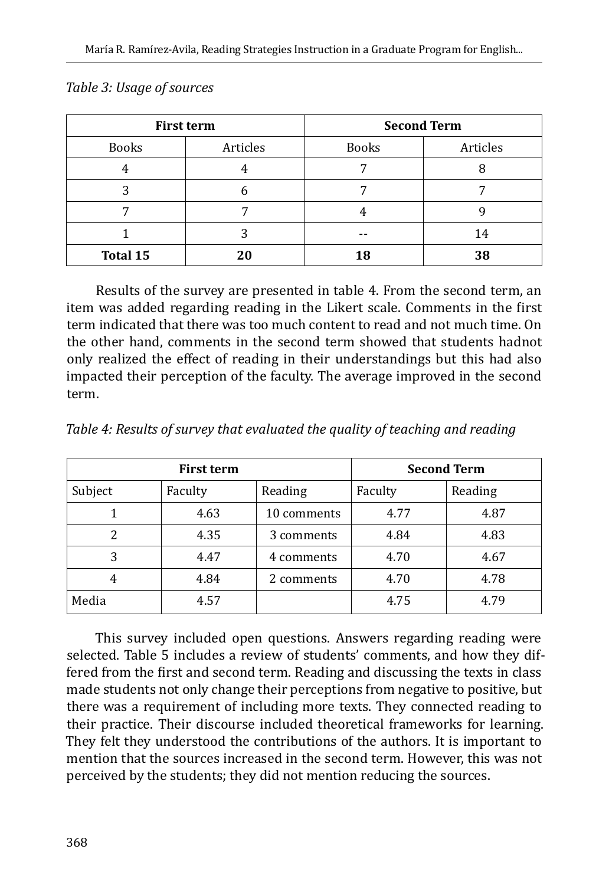*Table 3: Usage of sources*

| First term | | Second Term | |
|---|---|---|---|
| Books | Articles | Books | Articles |
| 4 | 4 | 7 | 8 |
| 3 | 6 | 7 | 7 |
| 7 | 7 | 4 | 9 |
| 1 | 3 | -- | 14 |
| **Total 15** | **20** | **18** | **38** |

Results of the survey are presented in table 4. From the second term, an item was added regarding reading in the Likert scale. Comments in the first term indicated that there was too much content to read and not much time. On the other hand, comments in the second term showed that students hadnot only realized the effect of reading in their understandings but this had also impacted their perception of the faculty. The average improved in the second term.

*Table 4: Results of survey that evaluated the quality of teaching and reading*

| First term | | | Second Term | |
|---|---|---|---|---|
| Subject | Faculty | Reading | Faculty | Reading |
| 1 | 4.63 | 10 comments | 4.77 | 4.87 |
| 2 | 4.35 | 3 comments | 4.84 | 4.83 |
| 3 | 4.47 | 4 comments | 4.70 | 4.67 |
| 4 | 4.84 | 2 comments | 4.70 | 4.78 |
| Media | 4.57 | | 4.75 | 4.79 |

This survey included open questions. Answers regarding reading were selected. Table 5 includes a review of students' comments, and how they differed from the first and second term. Reading and discussing the texts in class made students not only change their perceptions from negative to positive, but there was a requirement of including more texts. They connected reading to their practice. Their discourse included theoretical frameworks for learning. They felt they understood the contributions of the authors. It is important to mention that the sources increased in the second term. However, this was not perceived by the students; they did not mention reducing the sources.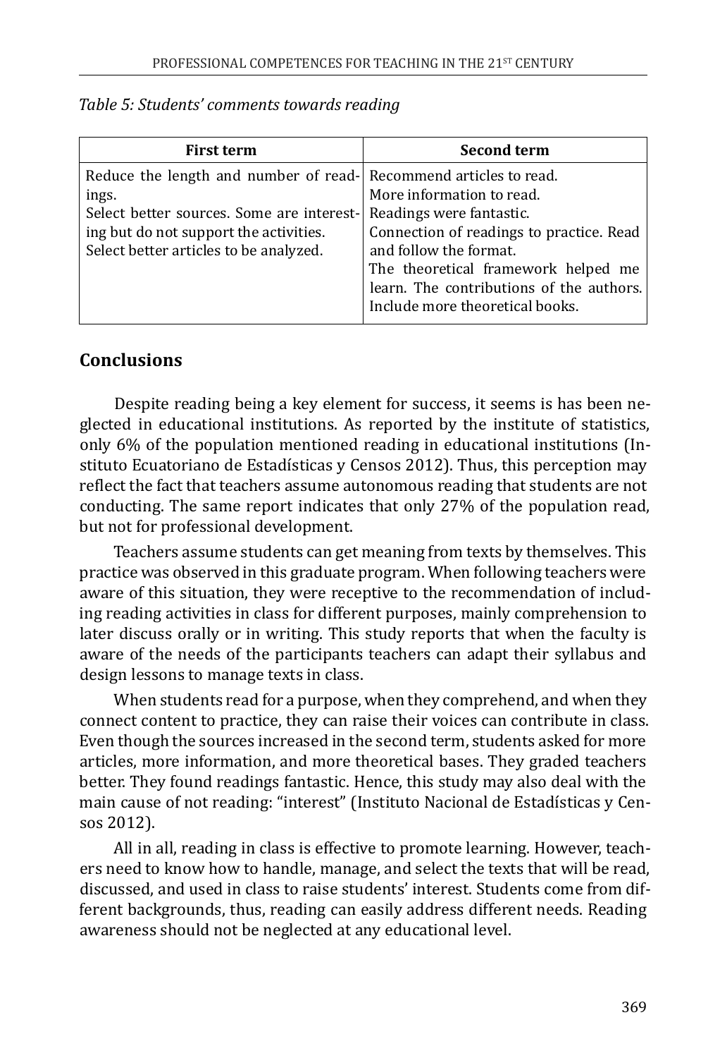*Table 5: Students' comments towards reading*

| First term | Second term |
|---|---|
| Reduce the length and number of readings.<br>Select better sources. Some are interesting but do not support the activities.<br>Select better articles to be analyzed. | Recommend articles to read.<br>More information to read.<br>Readings were fantastic.<br>Connection of readings to practice. Read and follow the format.<br>The theoretical framework helped me learn. The contributions of the authors.<br>Include more theoretical books. |

## Conclusions

Despite reading being a key element for success, it seems is has been neglected in educational institutions. As reported by the institute of statistics, only 6% of the population mentioned reading in educational institutions (Instituto Ecuatoriano de Estadísticas y Censos 2012). Thus, this perception may reflect the fact that teachers assume autonomous reading that students are not conducting. The same report indicates that only 27% of the population read, but not for professional development.

Teachers assume students can get meaning from texts by themselves. This practice was observed in this graduate program. When following teachers were aware of this situation, they were receptive to the recommendation of including reading activities in class for different purposes, mainly comprehension to later discuss orally or in writing. This study reports that when the faculty is aware of the needs of the participants teachers can adapt their syllabus and design lessons to manage texts in class.

When students read for a purpose, when they comprehend, and when they connect content to practice, they can raise their voices can contribute in class. Even though the sources increased in the second term, students asked for more articles, more information, and more theoretical bases. They graded teachers better. They found readings fantastic. Hence, this study may also deal with the main cause of not reading: "interest" (Instituto Nacional de Estadísticas y Censos 2012).

All in all, reading in class is effective to promote learning. However, teachers need to know how to handle, manage, and select the texts that will be read, discussed, and used in class to raise students' interest. Students come from different backgrounds, thus, reading can easily address different needs. Reading awareness should not be neglected at any educational level.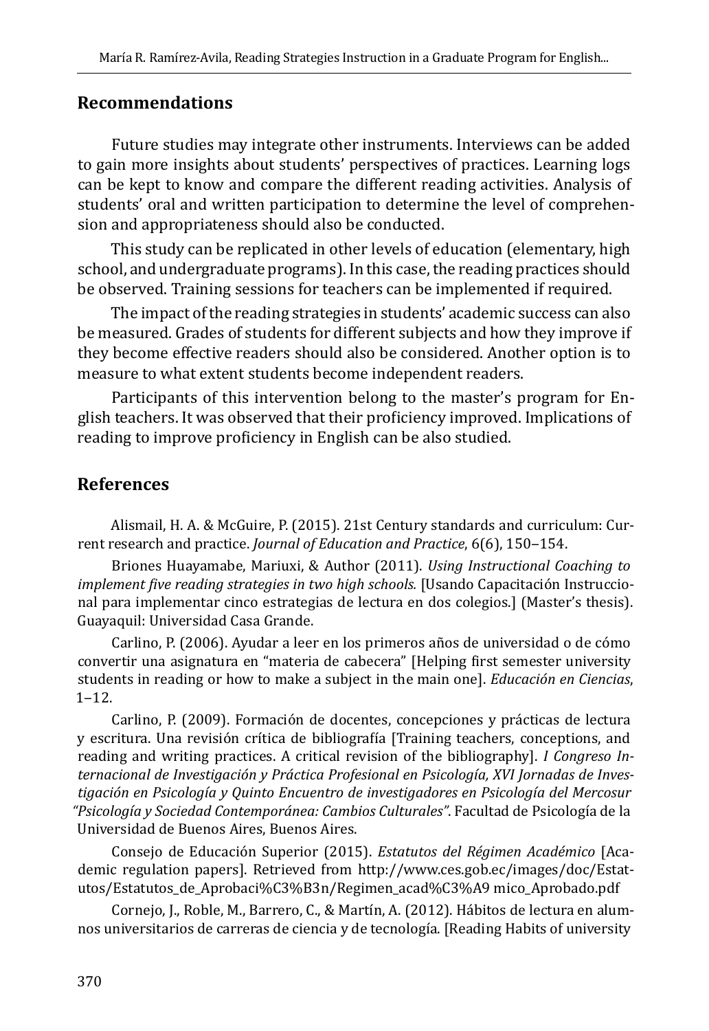## Recommendations

Future studies may integrate other instruments. Interviews can be added to gain more insights about students' perspectives of practices. Learning logs can be kept to know and compare the different reading activities. Analysis of students' oral and written participation to determine the level of comprehension and appropriateness should also be conducted.

This study can be replicated in other levels of education (elementary, high school, and undergraduate programs). In this case, the reading practices should be observed. Training sessions for teachers can be implemented if required.

The impact of the reading strategies in students' academic success can also be measured. Grades of students for different subjects and how they improve if they become effective readers should also be considered. Another option is to measure to what extent students become independent readers.

Participants of this intervention belong to the master's program for English teachers. It was observed that their proficiency improved. Implications of reading to improve proficiency in English can be also studied.

## References

Alismail, H. A. & McGuire, P. (2015). 21st Century standards and curriculum: Current research and practice. *Journal of Education and Practice*, 6(6), 150–154.

Briones Huayamabe, Mariuxi, & Author (2011). *Using Instructional Coaching to implement five reading strategies in two high schools.* [Usando Capacitación Instruccional para implementar cinco estrategias de lectura en dos colegios.] (Master's thesis). Guayaquil: Universidad Casa Grande.

Carlino, P. (2006). Ayudar a leer en los primeros años de universidad o de cómo convertir una asignatura en "materia de cabecera" [Helping first semester university students in reading or how to make a subject in the main one]. *Educación en Ciencias*, 1–12.

Carlino, P. (2009). Formación de docentes, concepciones y prácticas de lectura y escritura. Una revisión crítica de bibliografía [Training teachers, conceptions, and reading and writing practices. A critical revision of the bibliography]. *I Congreso Internacional de Investigación y Práctica Profesional en Psicología, XVI Jornadas de Investigación en Psicología y Quinto Encuentro de investigadores en Psicología del Mercosur "Psicología y Sociedad Contemporánea: Cambios Culturales"*. Facultad de Psicología de la Universidad de Buenos Aires, Buenos Aires.

Consejo de Educación Superior (2015). *Estatutos del Régimen Académico* [Academic regulation papers]. Retrieved from http://www.ces.gob.ec/images/doc/Estatutos/Estatutos_de_Aprobaci%C3%B3n/Regimen_acad%C3%A9 mico_Aprobado.pdf

Cornejo, J., Roble, M., Barrero, C., & Martín, A. (2012). Hábitos de lectura en alumnos universitarios de carreras de ciencia y de tecnología. [Reading Habits of university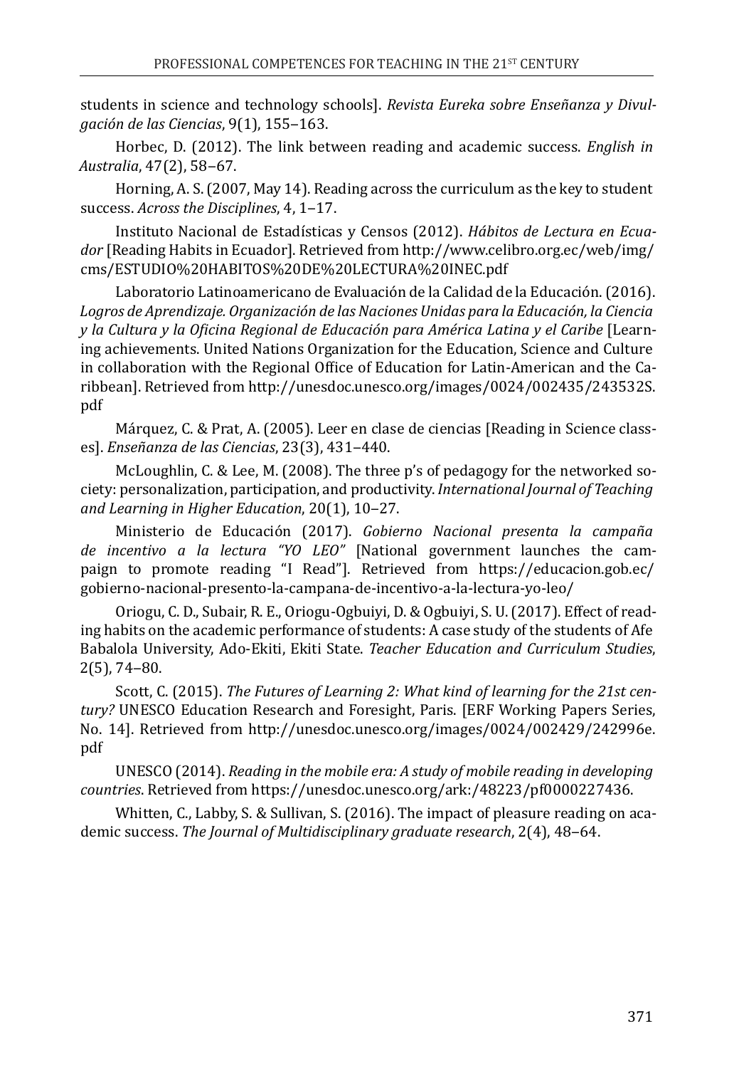students in science and technology schools]. *Revista Eureka sobre Enseñanza y Divulgación de las Ciencias*, 9(1), 155–163.

Horbec, D. (2012). The link between reading and academic success. *English in Australia*, 47(2), 58–67.

Horning, A. S. (2007, May 14). Reading across the curriculum as the key to student success. *Across the Disciplines*, 4, 1–17.

Instituto Nacional de Estadísticas y Censos (2012). *Hábitos de Lectura en Ecuador* [Reading Habits in Ecuador]. Retrieved from http://www.celibro.org.ec/web/img/cms/ESTUDIO%20HABITOS%20DE%20LECTURA%20INEC.pdf

Laboratorio Latinoamericano de Evaluación de la Calidad de la Educación. (2016). *Logros de Aprendizaje. Organización de las Naciones Unidas para la Educación, la Ciencia y la Cultura y la Oficina Regional de Educación para América Latina y el Caribe* [Learning achievements. United Nations Organization for the Education, Science and Culture in collaboration with the Regional Office of Education for Latin-American and the Caribbean]. Retrieved from http://unesdoc.unesco.org/images/0024/002435/243532S.pdf

Márquez, C. & Prat, A. (2005). Leer en clase de ciencias [Reading in Science classes]. *Enseñanza de las Ciencias*, 23(3), 431–440.

McLoughlin, C. & Lee, M. (2008). The three p's of pedagogy for the networked society: personalization, participation, and productivity. *International Journal of Teaching and Learning in Higher Education*, 20(1), 10–27.

Ministerio de Educación (2017). *Gobierno Nacional presenta la campaña de incentivo a la lectura "YO LEO"* [National government launches the campaign to promote reading "I Read"]. Retrieved from https://educacion.gob.ec/gobierno-nacional-presento-la-campana-de-incentivo-a-la-lectura-yo-leo/

Oriogu, C. D., Subair, R. E., Oriogu-Ogbuiyi, D. & Ogbuiyi, S. U. (2017). Effect of reading habits on the academic performance of students: A case study of the students of Afe Babalola University, Ado-Ekiti, Ekiti State. *Teacher Education and Curriculum Studies*, 2(5), 74–80.

Scott, C. (2015). *The Futures of Learning 2: What kind of learning for the 21st century?* UNESCO Education Research and Foresight, Paris. [ERF Working Papers Series, No. 14]. Retrieved from http://unesdoc.unesco.org/images/0024/002429/242996e.pdf

UNESCO (2014). *Reading in the mobile era: A study of mobile reading in developing countries*. Retrieved from https://unesdoc.unesco.org/ark:/48223/pf0000227436.

Whitten, C., Labby, S. & Sullivan, S. (2016). The impact of pleasure reading on academic success. *The Journal of Multidisciplinary graduate research*, 2(4), 48–64.